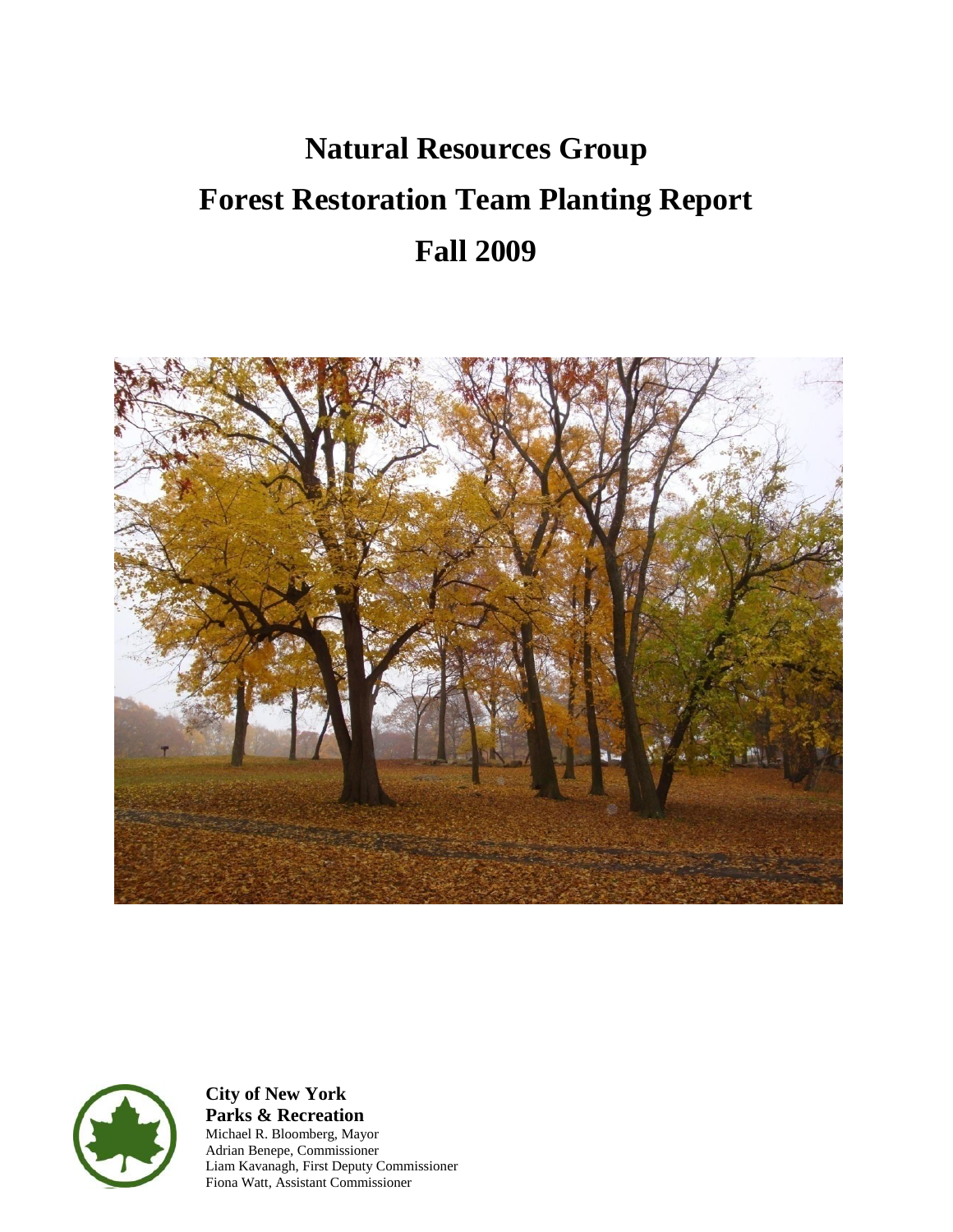# Natural Resources Group

# Forest Restoration Team Planting Report

# Fall 2009

**City of New York**
**Parks & Recreation**
Michael R. Bloomberg, Mayor
Adrian Benepe, Commissioner
Liam Kavanagh, First Deputy Commissioner
Fiona Watt, Assistant Commissioner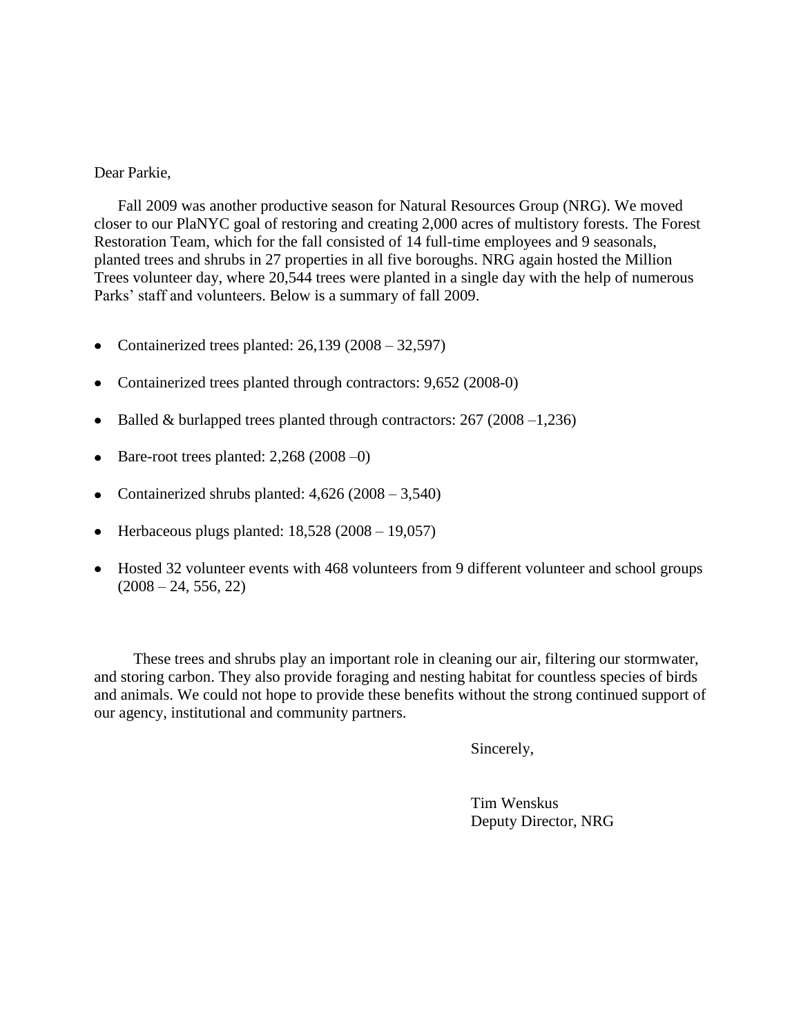Dear Parkie,

Fall 2009 was another productive season for Natural Resources Group (NRG). We moved closer to our PlaNYC goal of restoring and creating 2,000 acres of multistory forests. The Forest Restoration Team, which for the fall consisted of 14 full-time employees and 9 seasonals, planted trees and shrubs in 27 properties in all five boroughs. NRG again hosted the Million Trees volunteer day, where 20,544 trees were planted in a single day with the help of numerous Parks' staff and volunteers. Below is a summary of fall 2009.

- Containerized trees planted: 26,139 (2008 – 32,597)
- Containerized trees planted through contractors: 9,652 (2008-0)
- Balled & burlapped trees planted through contractors: 267 (2008 –1,236)
- Bare-root trees planted: 2,268 (2008 –0)
- Containerized shrubs planted: 4,626 (2008 – 3,540)
- Herbaceous plugs planted: 18,528 (2008 – 19,057)
- Hosted 32 volunteer events with 468 volunteers from 9 different volunteer and school groups (2008 – 24, 556, 22)

These trees and shrubs play an important role in cleaning our air, filtering our stormwater, and storing carbon. They also provide foraging and nesting habitat for countless species of birds and animals. We could not hope to provide these benefits without the strong continued support of our agency, institutional and community partners.

Sincerely,

Tim Wenskus
Deputy Director, NRG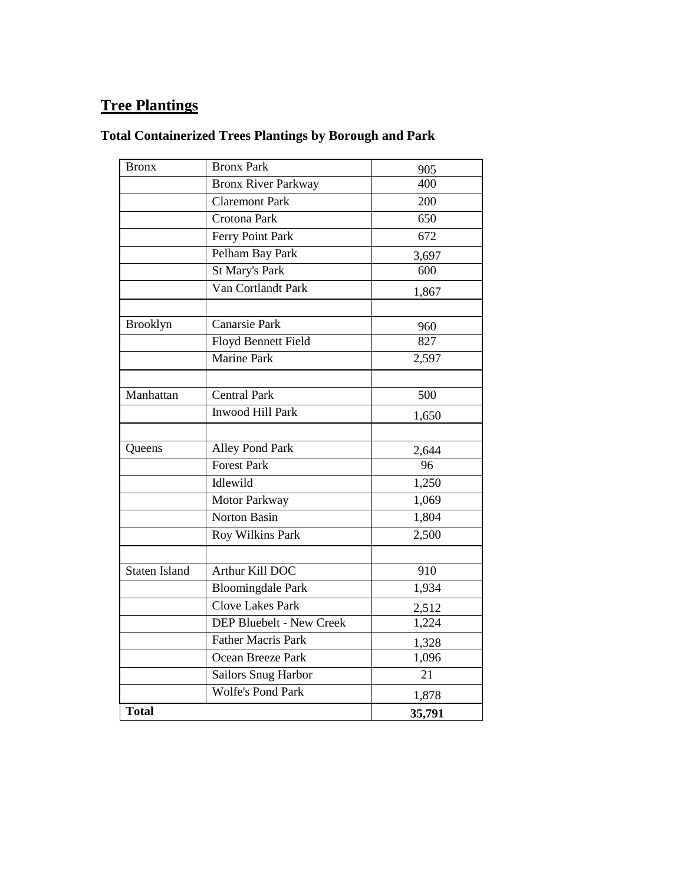## Tree Plantings

### Total Containerized Trees Plantings by Borough and Park

| Borough | Park | Trees |
|---|---|---|
| Bronx | Bronx Park | 905 |
| | Bronx River Parkway | 400 |
| | Claremont Park | 200 |
| | Crotona Park | 650 |
| | Ferry Point Park | 672 |
| | Pelham Bay Park | 3,697 |
| | St Mary's Park | 600 |
| | Van Cortlandt Park | 1,867 |
| | | |
| Brooklyn | Canarsie Park | 960 |
| | Floyd Bennett Field | 827 |
| | Marine Park | 2,597 |
| | | |
| Manhattan | Central Park | 500 |
| | Inwood Hill Park | 1,650 |
| | | |
| Queens | Alley Pond Park | 2,644 |
| | Forest Park | 96 |
| | Idlewild | 1,250 |
| | Motor Parkway | 1,069 |
| | Norton Basin | 1,804 |
| | Roy Wilkins Park | 2,500 |
| | | |
| Staten Island | Arthur Kill DOC | 910 |
| | Bloomingdale Park | 1,934 |
| | Clove Lakes Park | 2,512 |
| | DEP Bluebelt - New Creek | 1,224 |
| | Father Macris Park | 1,328 |
| | Ocean Breeze Park | 1,096 |
| | Sailors Snug Harbor | 21 |
| | Wolfe's Pond Park | 1,878 |
| **Total** | | **35,791** |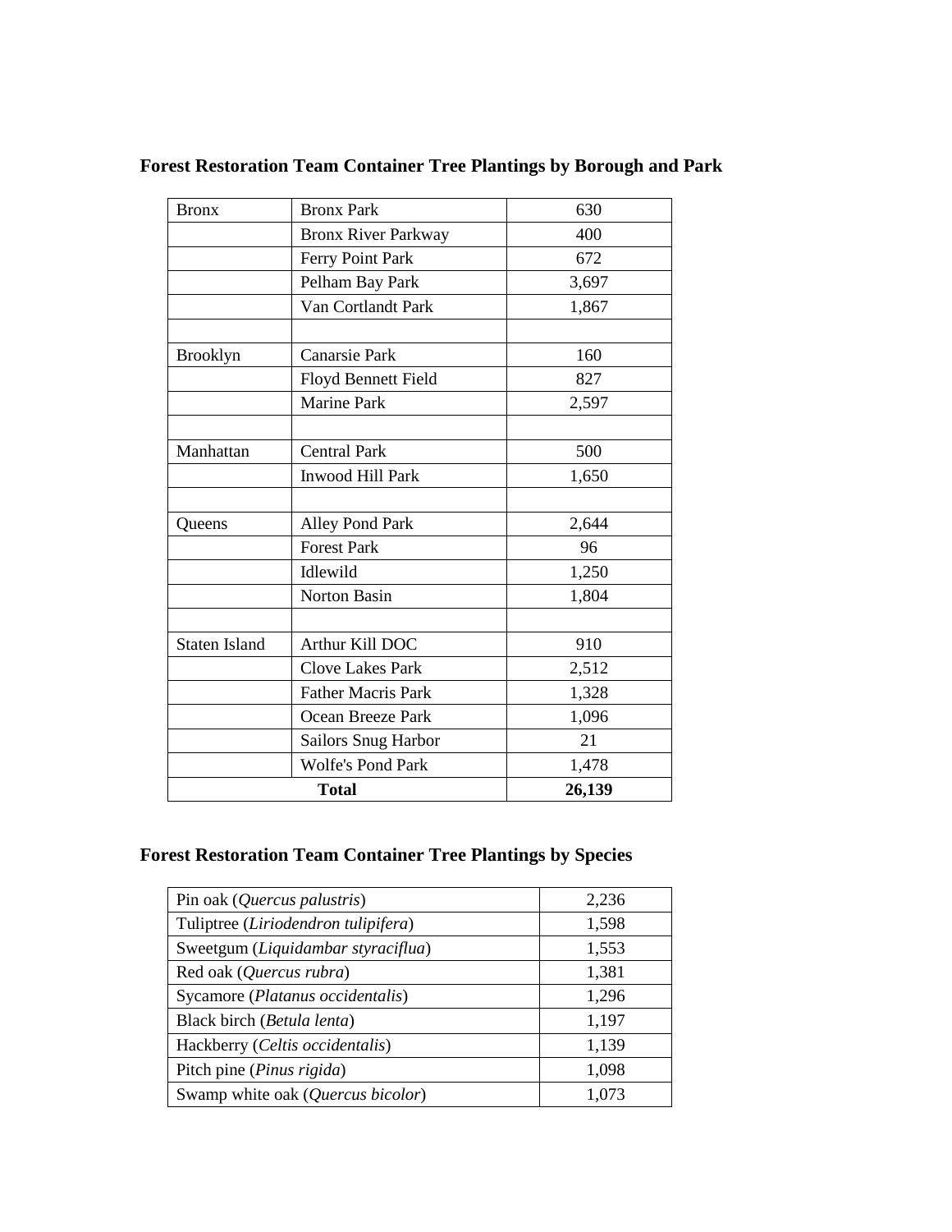**Forest Restoration Team Container Tree Plantings by Borough and Park**

| Bronx | Bronx Park | 630 |
|---|---|---|
| | Bronx River Parkway | 400 |
| | Ferry Point Park | 672 |
| | Pelham Bay Park | 3,697 |
| | Van Cortlandt Park | 1,867 |
| | | |
| Brooklyn | Canarsie Park | 160 |
| | Floyd Bennett Field | 827 |
| | Marine Park | 2,597 |
| | | |
| Manhattan | Central Park | 500 |
| | Inwood Hill Park | 1,650 |
| | | |
| Queens | Alley Pond Park | 2,644 |
| | Forest Park | 96 |
| | Idlewild | 1,250 |
| | Norton Basin | 1,804 |
| | | |
| Staten Island | Arthur Kill DOC | 910 |
| | Clove Lakes Park | 2,512 |
| | Father Macris Park | 1,328 |
| | Ocean Breeze Park | 1,096 |
| | Sailors Snug Harbor | 21 |
| | Wolfe's Pond Park | 1,478 |
| **Total** | | **26,139** |

**Forest Restoration Team Container Tree Plantings by Species**

| Pin oak (*Quercus palustris*) | 2,236 |
|---|---|
| Tuliptree (*Liriodendron tulipifera*) | 1,598 |
| Sweetgum (*Liquidambar styraciflua*) | 1,553 |
| Red oak (*Quercus rubra*) | 1,381 |
| Sycamore (*Platanus occidentalis*) | 1,296 |
| Black birch (*Betula lenta*) | 1,197 |
| Hackberry (*Celtis occidentalis*) | 1,139 |
| Pitch pine (*Pinus rigida*) | 1,098 |
| Swamp white oak (*Quercus bicolor*) | 1,073 |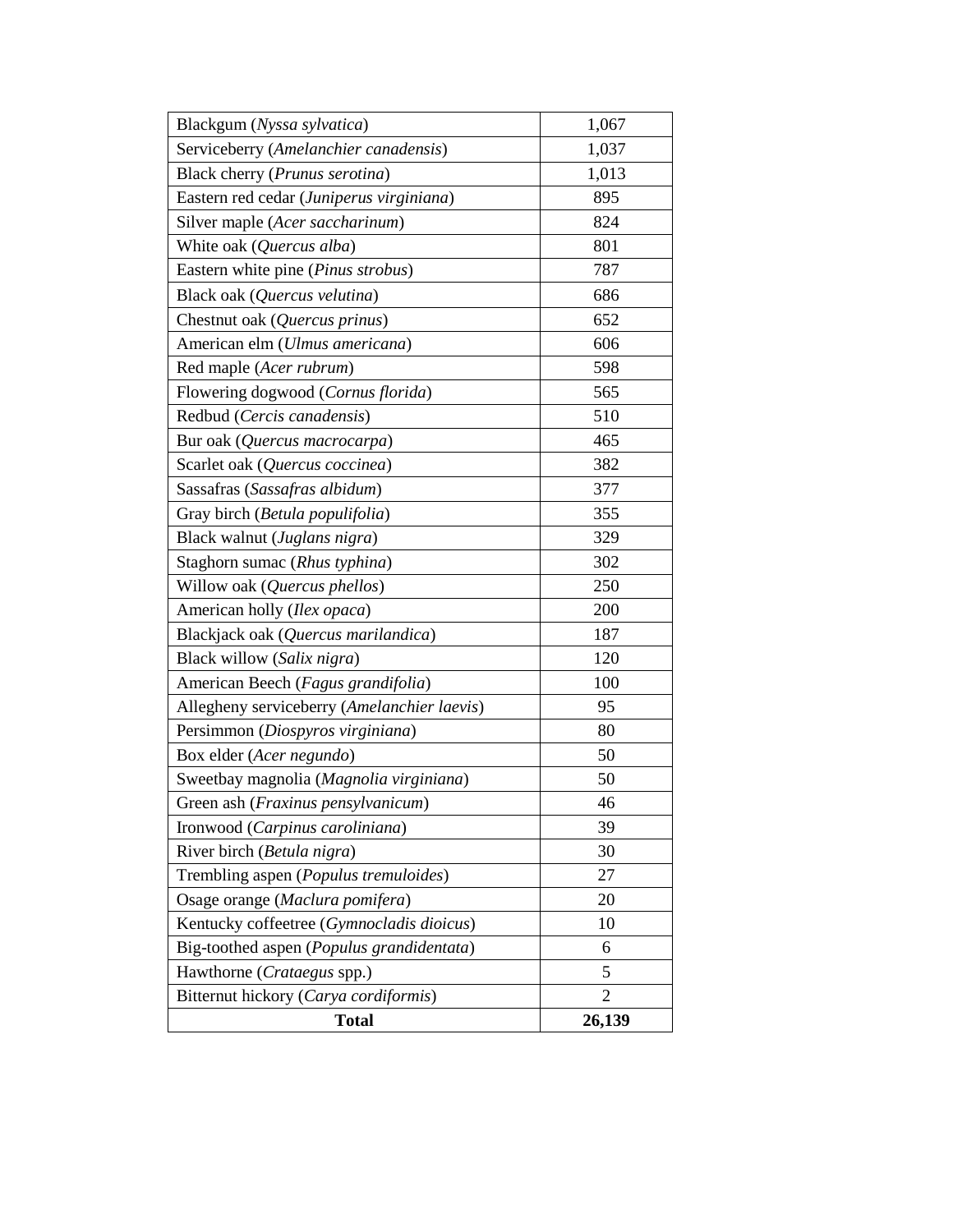| | |
|---|---|
| Blackgum (*Nyssa sylvatica*) | 1,067 |
| Serviceberry (*Amelanchier canadensis*) | 1,037 |
| Black cherry (*Prunus serotina*) | 1,013 |
| Eastern red cedar (*Juniperus virginiana*) | 895 |
| Silver maple (*Acer saccharinum*) | 824 |
| White oak (*Quercus alba*) | 801 |
| Eastern white pine (*Pinus strobus*) | 787 |
| Black oak (*Quercus velutina*) | 686 |
| Chestnut oak (*Quercus prinus*) | 652 |
| American elm (*Ulmus americana*) | 606 |
| Red maple (*Acer rubrum*) | 598 |
| Flowering dogwood (*Cornus florida*) | 565 |
| Redbud (*Cercis canadensis*) | 510 |
| Bur oak (*Quercus macrocarpa*) | 465 |
| Scarlet oak (*Quercus coccinea*) | 382 |
| Sassafras (*Sassafras albidum*) | 377 |
| Gray birch (*Betula populifolia*) | 355 |
| Black walnut (*Juglans nigra*) | 329 |
| Staghorn sumac (*Rhus typhina*) | 302 |
| Willow oak (*Quercus phellos*) | 250 |
| American holly (*Ilex opaca*) | 200 |
| Blackjack oak (*Quercus marilandica*) | 187 |
| Black willow (*Salix nigra*) | 120 |
| American Beech (*Fagus grandifolia*) | 100 |
| Allegheny serviceberry (*Amelanchier laevis*) | 95 |
| Persimmon (*Diospyros virginiana*) | 80 |
| Box elder (*Acer negundo*) | 50 |
| Sweetbay magnolia (*Magnolia virginiana*) | 50 |
| Green ash (*Fraxinus pensylvanicum*) | 46 |
| Ironwood (*Carpinus caroliniana*) | 39 |
| River birch (*Betula nigra*) | 30 |
| Trembling aspen (*Populus tremuloides*) | 27 |
| Osage orange (*Maclura pomifera*) | 20 |
| Kentucky coffeetree (*Gymnocladis dioicus*) | 10 |
| Big-toothed aspen (*Populus grandidentata*) | 6 |
| Hawthorne (*Crataegus* spp.) | 5 |
| Bitternut hickory (*Carya cordiformis*) | 2 |
| **Total** | **26,139** |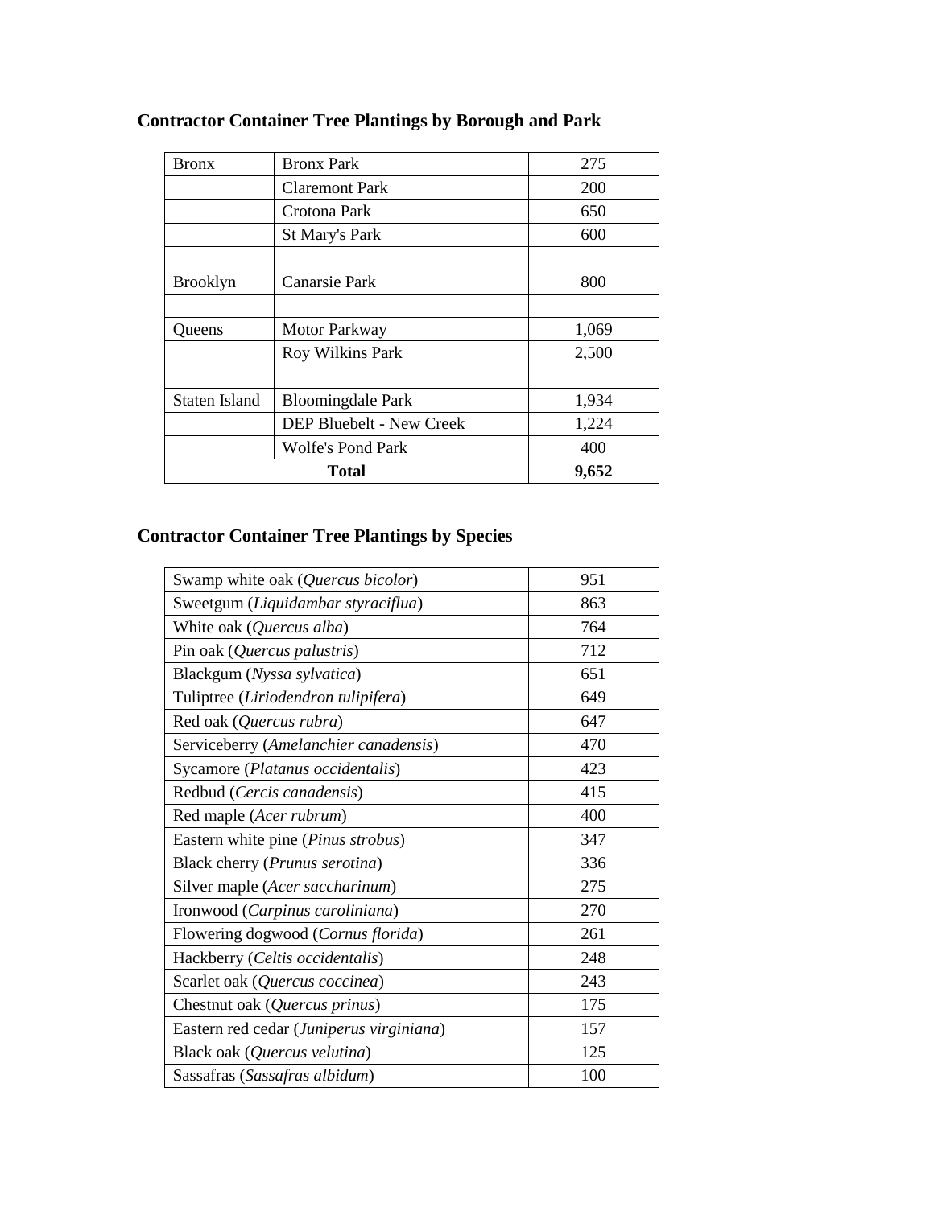**Contractor Container Tree Plantings by Borough and Park**

| Bronx | Bronx Park | 275 |
|---|---|---|
| | Claremont Park | 200 |
| | Crotona Park | 650 |
| | St Mary's Park | 600 |
| | | |
| Brooklyn | Canarsie Park | 800 |
| | | |
| Queens | Motor Parkway | 1,069 |
| | Roy Wilkins Park | 2,500 |
| | | |
| Staten Island | Bloomingdale Park | 1,934 |
| | DEP Bluebelt - New Creek | 1,224 |
| | Wolfe's Pond Park | 400 |
| **Total** | | **9,652** |

**Contractor Container Tree Plantings by Species**

| Swamp white oak (*Quercus bicolor*) | 951 |
|---|---|
| Sweetgum (*Liquidambar styraciflua*) | 863 |
| White oak (*Quercus alba*) | 764 |
| Pin oak (*Quercus palustris*) | 712 |
| Blackgum (*Nyssa sylvatica*) | 651 |
| Tuliptree (*Liriodendron tulipifera*) | 649 |
| Red oak (*Quercus rubra*) | 647 |
| Serviceberry (*Amelanchier canadensis*) | 470 |
| Sycamore (*Platanus occidentalis*) | 423 |
| Redbud (*Cercis canadensis*) | 415 |
| Red maple (*Acer rubrum*) | 400 |
| Eastern white pine (*Pinus strobus*) | 347 |
| Black cherry (*Prunus serotina*) | 336 |
| Silver maple (*Acer saccharinum*) | 275 |
| Ironwood (*Carpinus caroliniana*) | 270 |
| Flowering dogwood (*Cornus florida*) | 261 |
| Hackberry (*Celtis occidentalis*) | 248 |
| Scarlet oak (*Quercus coccinea*) | 243 |
| Chestnut oak (*Quercus prinus*) | 175 |
| Eastern red cedar (*Juniperus virginiana*) | 157 |
| Black oak (*Quercus velutina*) | 125 |
| Sassafras (*Sassafras albidum*) | 100 |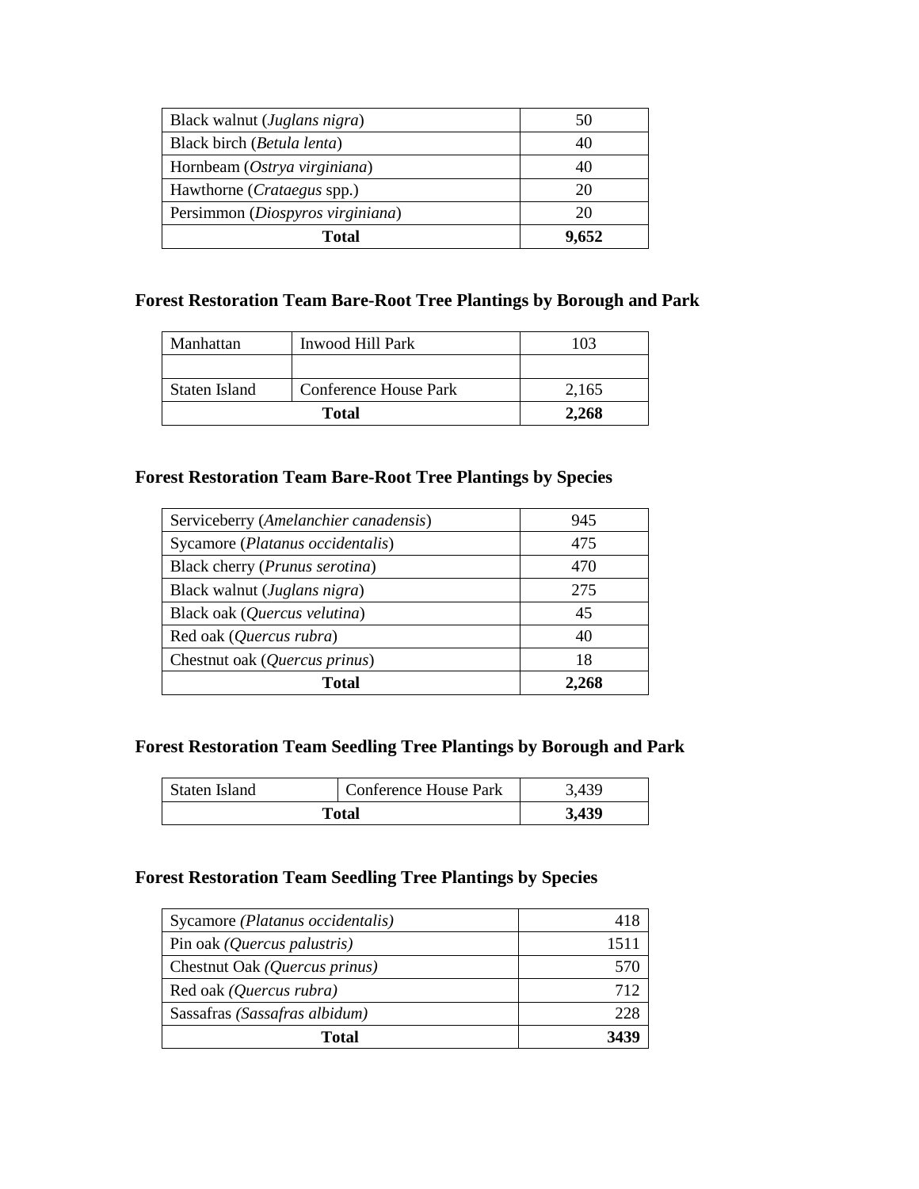| Black walnut (*Juglans nigra*) | 50 |
|---|---|
| Black birch (*Betula lenta*) | 40 |
| Hornbeam (*Ostrya virginiana*) | 40 |
| Hawthorne (*Crataegus* spp.) | 20 |
| Persimmon (*Diospyros virginiana*) | 20 |
| **Total** | **9,652** |

### Forest Restoration Team Bare-Root Tree Plantings by Borough and Park

| Manhattan | Inwood Hill Park | 103 |
|---|---|---|
| | | |
| Staten Island | Conference House Park | 2,165 |
| **Total** | | **2,268** |

### Forest Restoration Team Bare-Root Tree Plantings by Species

| Serviceberry (*Amelanchier canadensis*) | 945 |
|---|---|
| Sycamore (*Platanus occidentalis*) | 475 |
| Black cherry (*Prunus serotina*) | 470 |
| Black walnut (*Juglans nigra*) | 275 |
| Black oak (*Quercus velutina*) | 45 |
| Red oak (*Quercus rubra*) | 40 |
| Chestnut oak (*Quercus prinus*) | 18 |
| **Total** | **2,268** |

### Forest Restoration Team Seedling Tree Plantings by Borough and Park

| Staten Island | Conference House Park | 3,439 |
|---|---|---|
| **Total** | | **3,439** |

### Forest Restoration Team Seedling Tree Plantings by Species

| Sycamore *(Platanus occidentalis)* | 418 |
|---|---|
| Pin oak *(Quercus palustris)* | 1511 |
| Chestnut Oak *(Quercus prinus)* | 570 |
| Red oak *(Quercus rubra)* | 712 |
| Sassafras *(Sassafras albidum)* | 228 |
| **Total** | **3439** |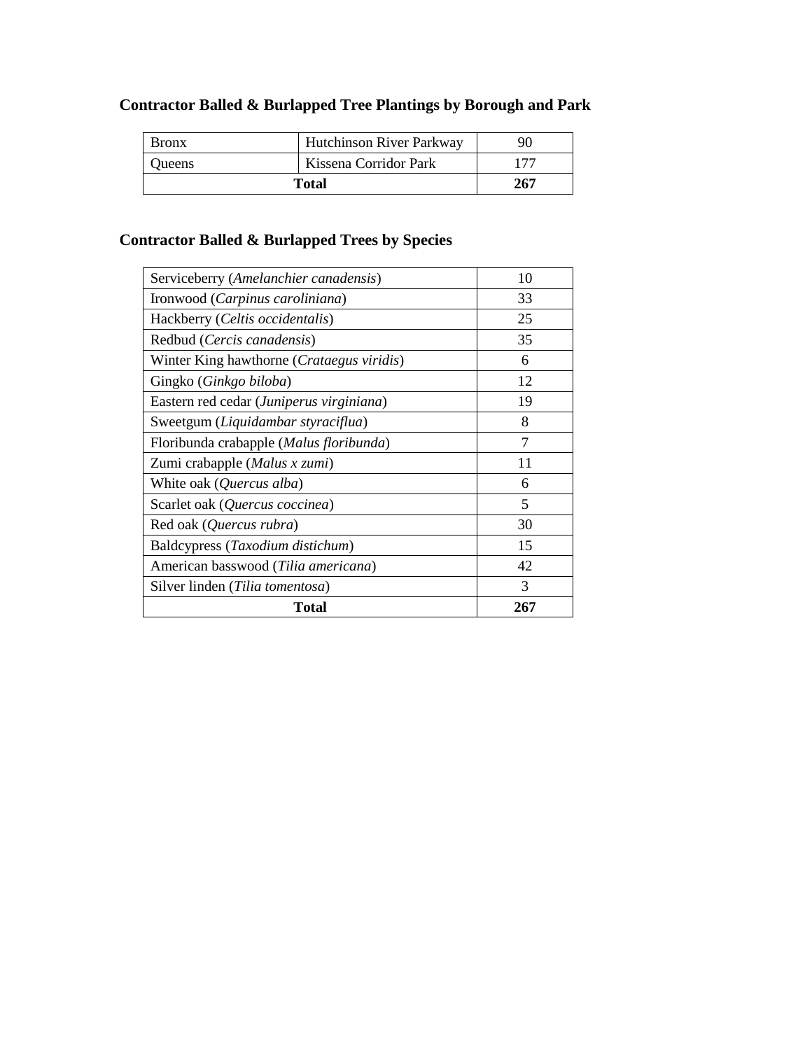### Contractor Balled & Burlapped Tree Plantings by Borough and Park

| Bronx | Hutchinson River Parkway | 90 |
|---|---|---|
| Queens | Kissena Corridor Park | 177 |
| **Total** | | **267** |

### Contractor Balled & Burlapped Trees by Species

| Serviceberry (*Amelanchier canadensis*) | 10 |
|---|---|
| Ironwood (*Carpinus caroliniana*) | 33 |
| Hackberry (*Celtis occidentalis*) | 25 |
| Redbud (*Cercis canadensis*) | 35 |
| Winter King hawthorne (*Crataegus viridis*) | 6 |
| Gingko (*Ginkgo biloba*) | 12 |
| Eastern red cedar (*Juniperus virginiana*) | 19 |
| Sweetgum (*Liquidambar styraciflua*) | 8 |
| Floribunda crabapple (*Malus floribunda*) | 7 |
| Zumi crabapple (*Malus x zumi*) | 11 |
| White oak (*Quercus alba*) | 6 |
| Scarlet oak (*Quercus coccinea*) | 5 |
| Red oak (*Quercus rubra*) | 30 |
| Baldcypress (*Taxodium distichum*) | 15 |
| American basswood (*Tilia americana*) | 42 |
| Silver linden (*Tilia tomentosa*) | 3 |
| **Total** | **267** |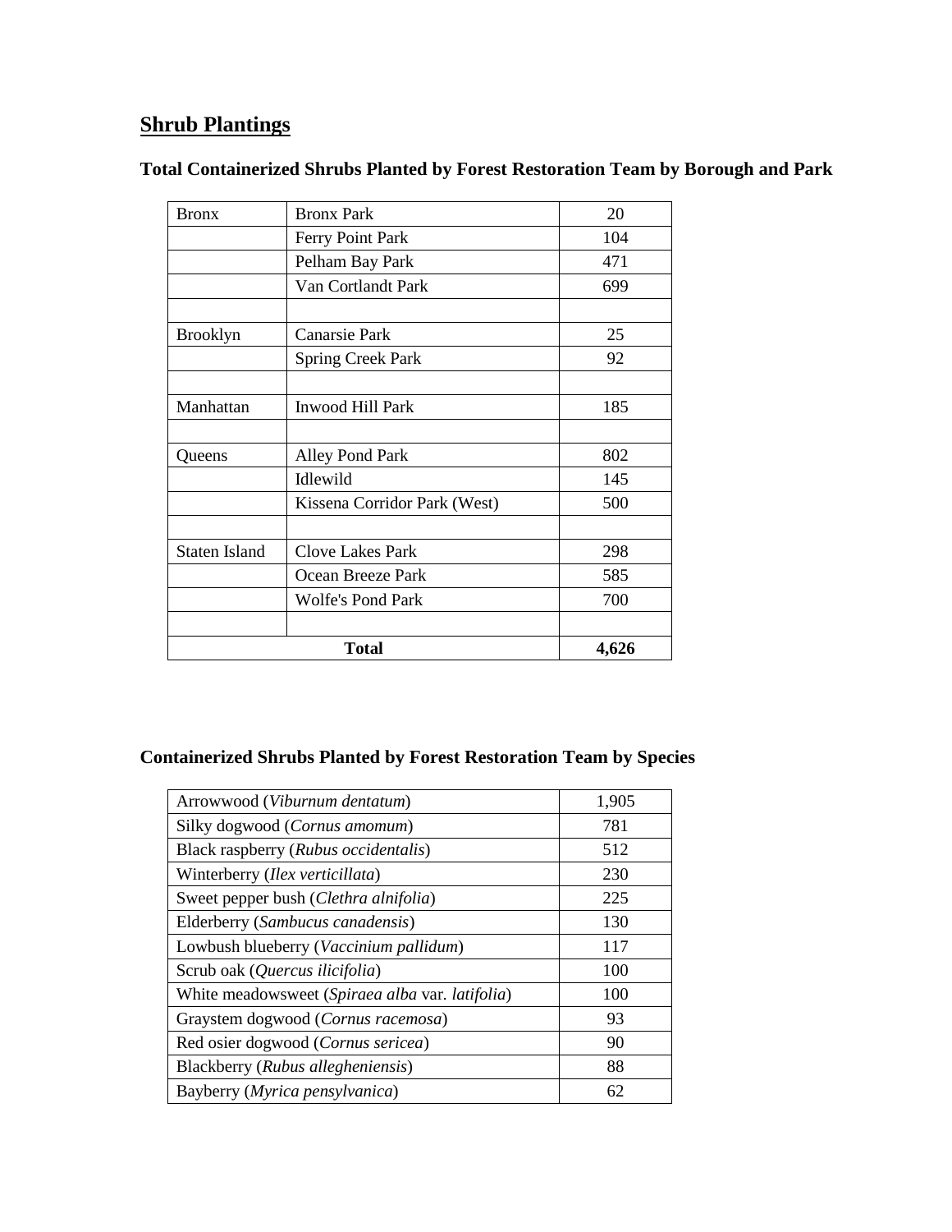## Shrub Plantings

### Total Containerized Shrubs Planted by Forest Restoration Team by Borough and Park

| Bronx | Bronx Park | 20 |
|---|---|---|
| | Ferry Point Park | 104 |
| | Pelham Bay Park | 471 |
| | Van Cortlandt Park | 699 |
| | | |
| Brooklyn | Canarsie Park | 25 |
| | Spring Creek Park | 92 |
| | | |
| Manhattan | Inwood Hill Park | 185 |
| | | |
| Queens | Alley Pond Park | 802 |
| | Idlewild | 145 |
| | Kissena Corridor Park (West) | 500 |
| | | |
| Staten Island | Clove Lakes Park | 298 |
| | Ocean Breeze Park | 585 |
| | Wolfe's Pond Park | 700 |
| | | |
| **Total** | | **4,626** |

### Containerized Shrubs Planted by Forest Restoration Team by Species

| Arrowwood (*Viburnum dentatum*) | 1,905 |
|---|---|
| Silky dogwood (*Cornus amomum*) | 781 |
| Black raspberry (*Rubus occidentalis*) | 512 |
| Winterberry (*Ilex verticillata*) | 230 |
| Sweet pepper bush (*Clethra alnifolia*) | 225 |
| Elderberry (*Sambucus canadensis*) | 130 |
| Lowbush blueberry (*Vaccinium pallidum*) | 117 |
| Scrub oak (*Quercus ilicifolia*) | 100 |
| White meadowsweet (*Spiraea alba* var. *latifolia*) | 100 |
| Graystem dogwood (*Cornus racemosa*) | 93 |
| Red osier dogwood (*Cornus sericea*) | 90 |
| Blackberry (*Rubus allegheniensis*) | 88 |
| Bayberry (*Myrica pensylvanica*) | 62 |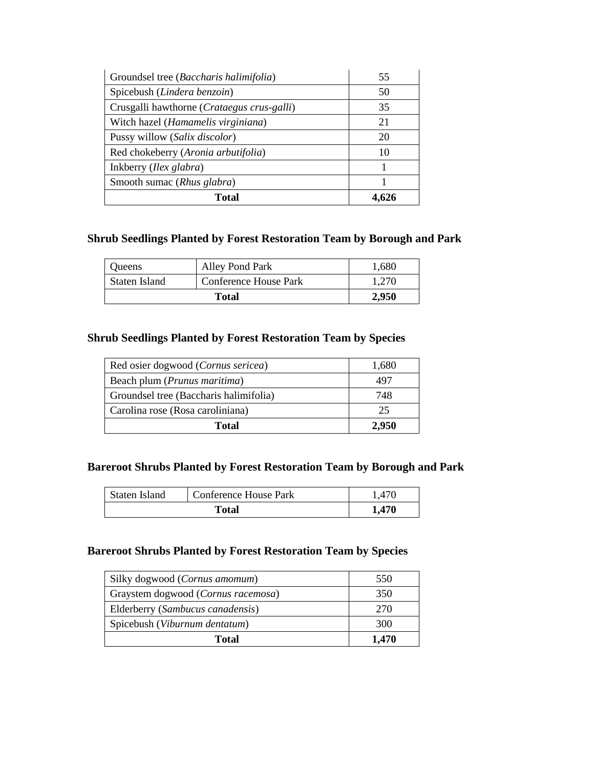| | |
|---|---|
| Groundsel tree (*Baccharis halimifolia*) | 55 |
| Spicebush (*Lindera benzoin*) | 50 |
| Crusgalli hawthorne (*Crataegus crus-galli*) | 35 |
| Witch hazel (*Hamamelis virginiana*) | 21 |
| Pussy willow (*Salix discolor*) | 20 |
| Red chokeberry (*Aronia arbutifolia*) | 10 |
| Inkberry (*Ilex glabra*) | 1 |
| Smooth sumac (*Rhus glabra*) | 1 |
| **Total** | **4,626** |

### Shrub Seedlings Planted by Forest Restoration Team by Borough and Park

| | | |
|---|---|---|
| Queens | Alley Pond Park | 1,680 |
| Staten Island | Conference House Park | 1,270 |
| **Total** | | **2,950** |

### Shrub Seedlings Planted by Forest Restoration Team by Species

| | |
|---|---|
| Red osier dogwood (*Cornus sericea*) | 1,680 |
| Beach plum (*Prunus maritima*) | 497 |
| Groundsel tree (Baccharis halimifolia) | 748 |
| Carolina rose (Rosa caroliniana) | 25 |
| **Total** | **2,950** |

### Bareroot Shrubs Planted by Forest Restoration Team by Borough and Park

| | | |
|---|---|---|
| Staten Island | Conference House Park | 1,470 |
| **Total** | | **1,470** |

### Bareroot Shrubs Planted by Forest Restoration Team by Species

| | |
|---|---|
| Silky dogwood (*Cornus amomum*) | 550 |
| Graystem dogwood (*Cornus racemosa*) | 350 |
| Elderberry (*Sambucus canadensis*) | 270 |
| Spicebush (*Viburnum dentatum*) | 300 |
| **Total** | **1,470** |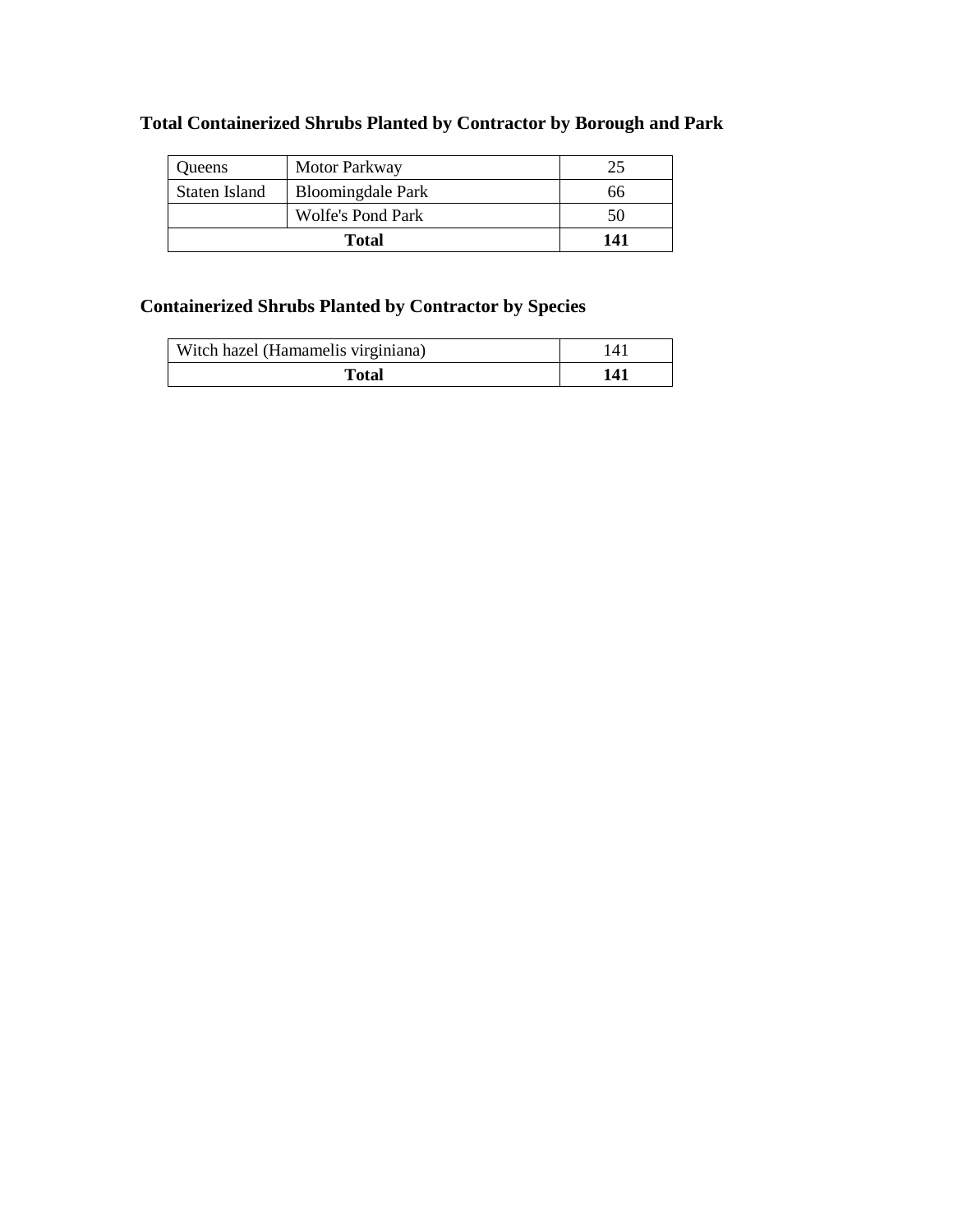### Total Containerized Shrubs Planted by Contractor by Borough and Park

| | | |
|---|---|---|
| Queens | Motor Parkway | 25 |
| Staten Island | Bloomingdale Park | 66 |
| | Wolfe's Pond Park | 50 |
| **Total** | | **141** |

### Containerized Shrubs Planted by Contractor by Species

| | |
|---|---|
| Witch hazel (Hamamelis virginiana) | 141 |
| **Total** | **141** |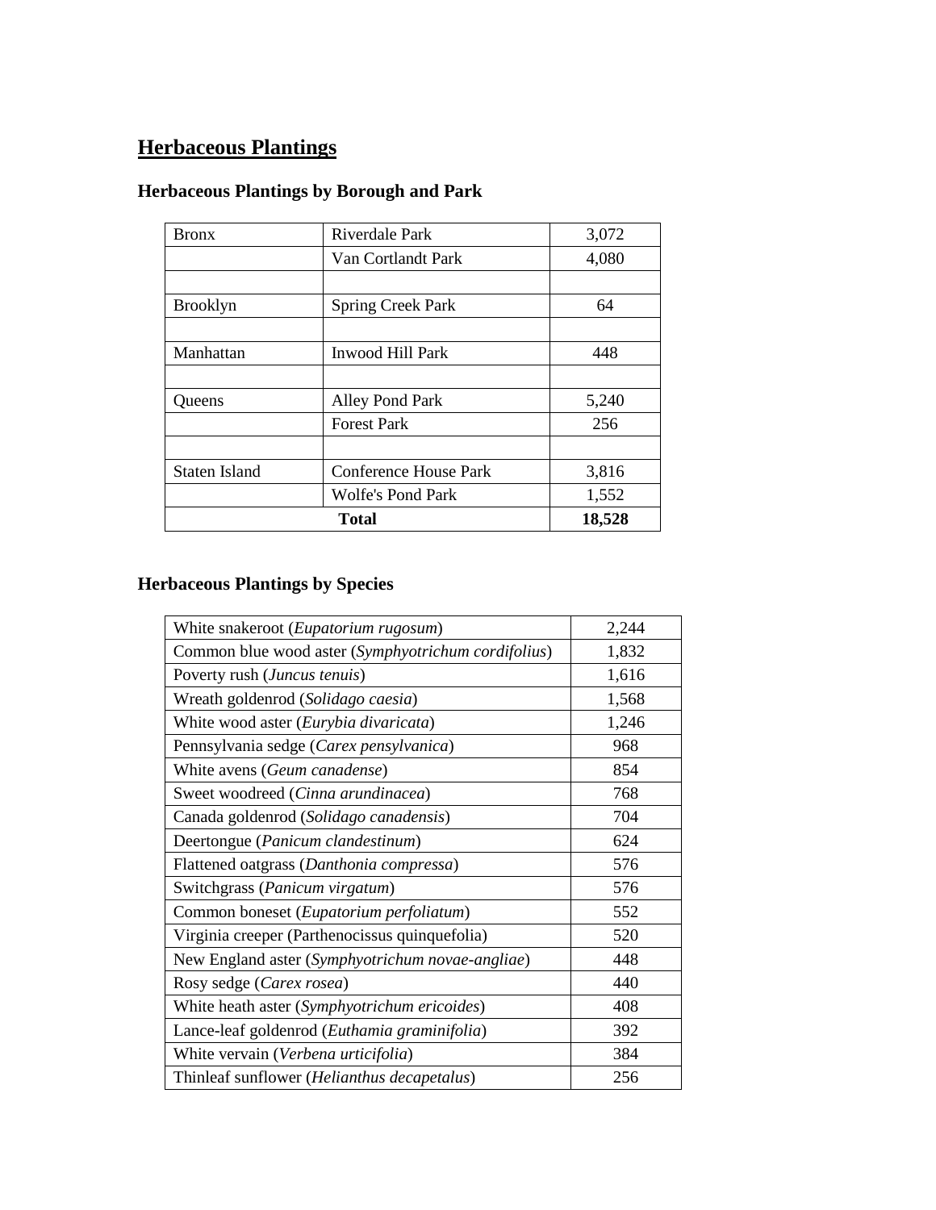## Herbaceous Plantings

### Herbaceous Plantings by Borough and Park

| | | |
|---|---|---|
| Bronx | Riverdale Park | 3,072 |
| | Van Cortlandt Park | 4,080 |
| | | |
| Brooklyn | Spring Creek Park | 64 |
| | | |
| Manhattan | Inwood Hill Park | 448 |
| | | |
| Queens | Alley Pond Park | 5,240 |
| | Forest Park | 256 |
| | | |
| Staten Island | Conference House Park | 3,816 |
| | Wolfe's Pond Park | 1,552 |
| **Total** | | **18,528** |

### Herbaceous Plantings by Species

| | |
|---|---|
| White snakeroot (*Eupatorium rugosum*) | 2,244 |
| Common blue wood aster (*Symphyotrichum cordifolius*) | 1,832 |
| Poverty rush (*Juncus tenuis*) | 1,616 |
| Wreath goldenrod (*Solidago caesia*) | 1,568 |
| White wood aster (*Eurybia divaricata*) | 1,246 |
| Pennsylvania sedge (*Carex pensylvanica*) | 968 |
| White avens (*Geum canadense*) | 854 |
| Sweet woodreed (*Cinna arundinacea*) | 768 |
| Canada goldenrod (*Solidago canadensis*) | 704 |
| Deertongue (*Panicum clandestinum*) | 624 |
| Flattened oatgrass (*Danthonia compressa*) | 576 |
| Switchgrass (*Panicum virgatum*) | 576 |
| Common boneset (*Eupatorium perfoliatum*) | 552 |
| Virginia creeper (Parthenocissus quinquefolia) | 520 |
| New England aster (*Symphyotrichum novae-angliae*) | 448 |
| Rosy sedge (*Carex rosea*) | 440 |
| White heath aster (*Symphyotrichum ericoides*) | 408 |
| Lance-leaf goldenrod (*Euthamia graminifolia*) | 392 |
| White vervain (*Verbena urticifolia*) | 384 |
| Thinleaf sunflower (*Helianthus decapetalus*) | 256 |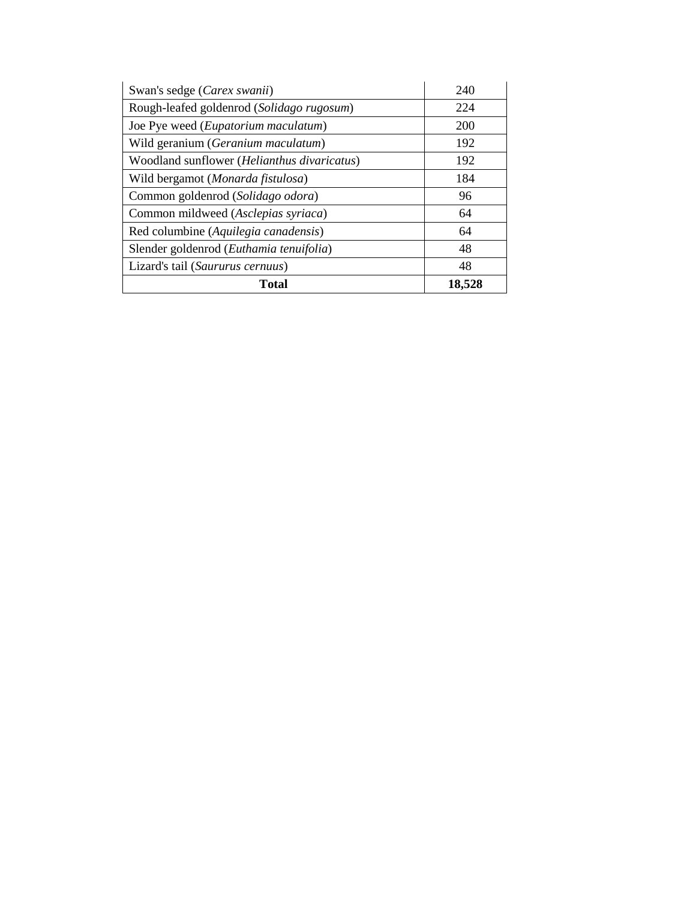| | |
|---|---|
| Swan's sedge (*Carex swanii*) | 240 |
| Rough-leafed goldenrod (*Solidago rugosum*) | 224 |
| Joe Pye weed (*Eupatorium maculatum*) | 200 |
| Wild geranium (*Geranium maculatum*) | 192 |
| Woodland sunflower (*Helianthus divaricatus*) | 192 |
| Wild bergamot (*Monarda fistulosa*) | 184 |
| Common goldenrod (*Solidago odora*) | 96 |
| Common mildweed (*Asclepias syriaca*) | 64 |
| Red columbine (*Aquilegia canadensis*) | 64 |
| Slender goldenrod (*Euthamia tenuifolia*) | 48 |
| Lizard's tail (*Saururus cernuus*) | 48 |
| **Total** | **18,528** |